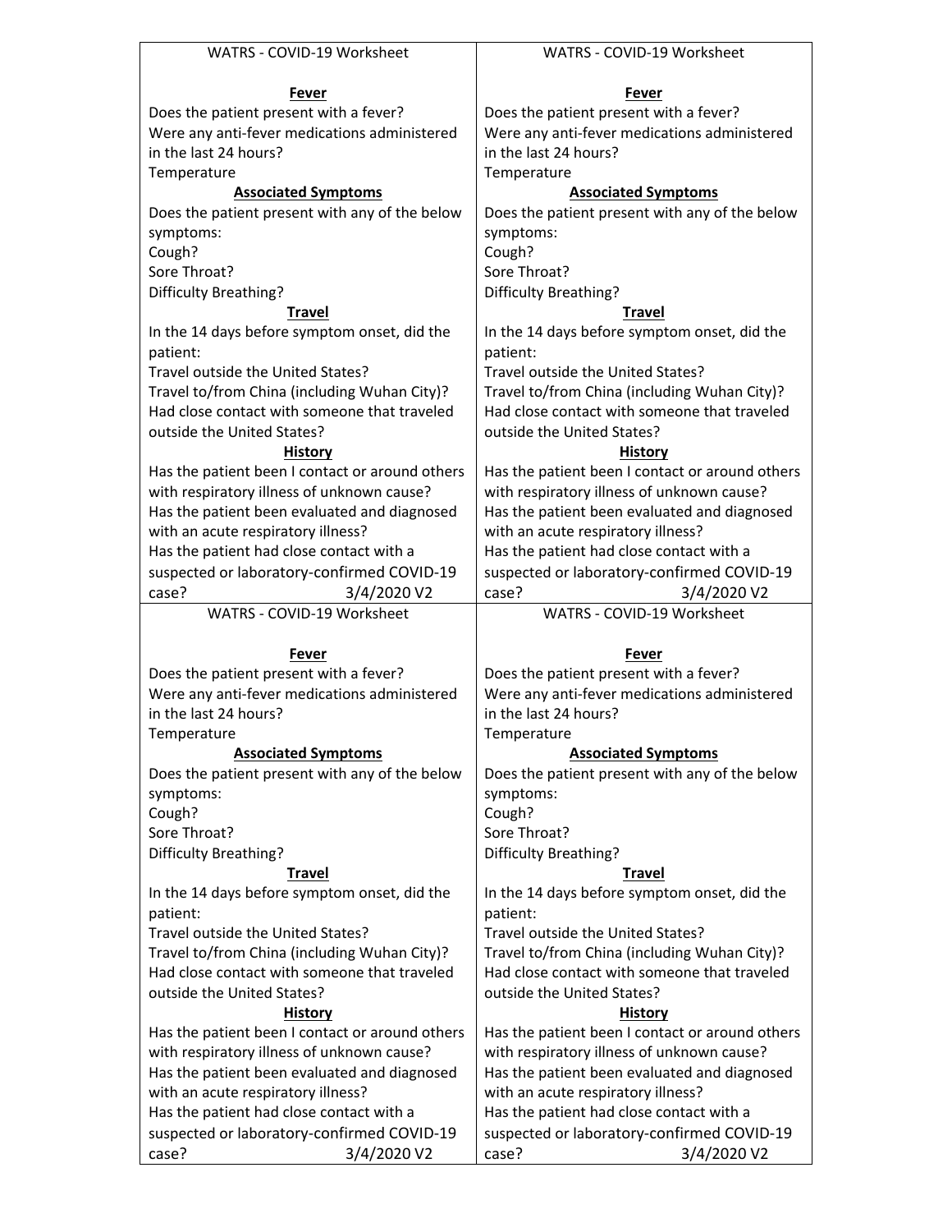WATRS - COVID-19 Worksheet

**Fever**

Does the patient present with a fever?
Were any anti-fever medications administered in the last 24 hours?
Temperature

**Associated Symptoms**

Does the patient present with any of the below symptoms:
Cough?
Sore Throat?
Difficulty Breathing?

**Travel**

In the 14 days before symptom onset, did the patient:
Travel outside the United States?
Travel to/from China (including Wuhan City)?
Had close contact with someone that traveled outside the United States?

**History**

Has the patient been I contact or around others with respiratory illness of unknown cause?
Has the patient been evaluated and diagnosed with an acute respiratory illness?
Has the patient had close contact with a suspected or laboratory-confirmed COVID-19 case?

3/4/2020 V2

WATRS - COVID-19 Worksheet

**Fever**

Does the patient present with a fever?
Were any anti-fever medications administered in the last 24 hours?
Temperature

**Associated Symptoms**

Does the patient present with any of the below symptoms:
Cough?
Sore Throat?
Difficulty Breathing?

**Travel**

In the 14 days before symptom onset, did the patient:
Travel outside the United States?
Travel to/from China (including Wuhan City)?
Had close contact with someone that traveled outside the United States?

**History**

Has the patient been I contact or around others with respiratory illness of unknown cause?
Has the patient been evaluated and diagnosed with an acute respiratory illness?
Has the patient had close contact with a suspected or laboratory-confirmed COVID-19 case?

3/4/2020 V2

WATRS - COVID-19 Worksheet

**Fever**

Does the patient present with a fever?
Were any anti-fever medications administered in the last 24 hours?
Temperature

**Associated Symptoms**

Does the patient present with any of the below symptoms:
Cough?
Sore Throat?
Difficulty Breathing?

**Travel**

In the 14 days before symptom onset, did the patient:
Travel outside the United States?
Travel to/from China (including Wuhan City)?
Had close contact with someone that traveled outside the United States?

**History**

Has the patient been I contact or around others with respiratory illness of unknown cause?
Has the patient been evaluated and diagnosed with an acute respiratory illness?
Has the patient had close contact with a suspected or laboratory-confirmed COVID-19 case?

3/4/2020 V2

WATRS - COVID-19 Worksheet

**Fever**

Does the patient present with a fever?
Were any anti-fever medications administered in the last 24 hours?
Temperature

**Associated Symptoms**

Does the patient present with any of the below symptoms:
Cough?
Sore Throat?
Difficulty Breathing?

**Travel**

In the 14 days before symptom onset, did the patient:
Travel outside the United States?
Travel to/from China (including Wuhan City)?
Had close contact with someone that traveled outside the United States?

**History**

Has the patient been I contact or around others with respiratory illness of unknown cause?
Has the patient been evaluated and diagnosed with an acute respiratory illness?
Has the patient had close contact with a suspected or laboratory-confirmed COVID-19 case?

3/4/2020 V2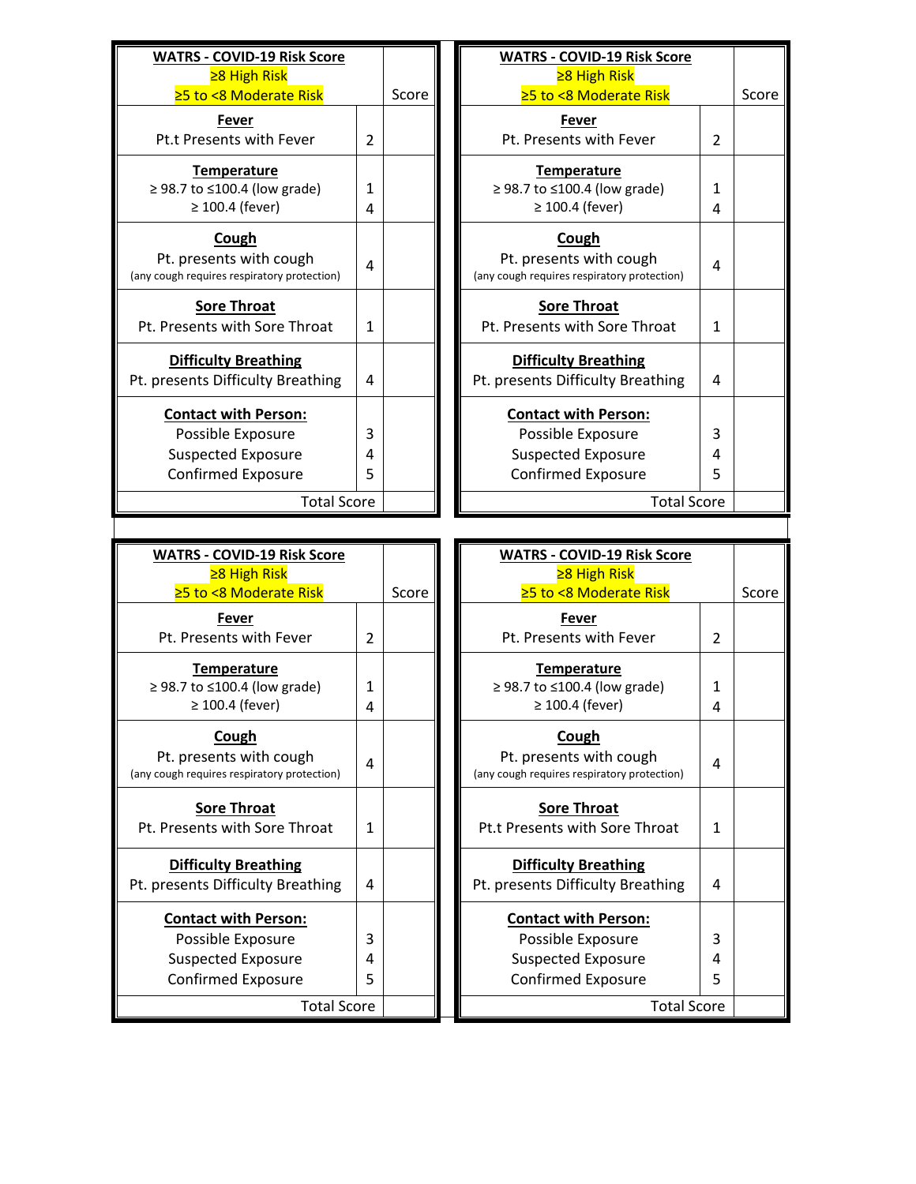| WATRS - COVID-19 Risk Score<br>≥8 High Risk<br>≥5 to <8 Moderate Risk | | Score |
|---|---|---|
| **Fever**<br>Pt.t Presents with Fever | 2 | |
| **Temperature**<br>≥ 98.7 to ≤100.4 (low grade)<br>≥ 100.4 (fever) | 1<br>4 | |
| **Cough**<br>Pt. presents with cough<br>(any cough requires respiratory protection) | 4 | |
| **Sore Throat**<br>Pt. Presents with Sore Throat | 1 | |
| **Difficulty Breathing**<br>Pt. presents Difficulty Breathing | 4 | |
| **Contact with Person:**<br>Possible Exposure<br>Suspected Exposure<br>Confirmed Exposure | 3<br>4<br>5 | |
| Total Score | | |

| WATRS - COVID-19 Risk Score<br>≥8 High Risk<br>≥5 to <8 Moderate Risk | | Score |
|---|---|---|
| **Fever**<br>Pt. Presents with Fever | 2 | |
| **Temperature**<br>≥ 98.7 to ≤100.4 (low grade)<br>≥ 100.4 (fever) | 1<br>4 | |
| **Cough**<br>Pt. presents with cough<br>(any cough requires respiratory protection) | 4 | |
| **Sore Throat**<br>Pt. Presents with Sore Throat | 1 | |
| **Difficulty Breathing**<br>Pt. presents Difficulty Breathing | 4 | |
| **Contact with Person:**<br>Possible Exposure<br>Suspected Exposure<br>Confirmed Exposure | 3<br>4<br>5 | |
| Total Score | | |

| WATRS - COVID-19 Risk Score<br>≥8 High Risk<br>≥5 to <8 Moderate Risk | | Score |
|---|---|---|
| **Fever**<br>Pt. Presents with Fever | 2 | |
| **Temperature**<br>≥ 98.7 to ≤100.4 (low grade)<br>≥ 100.4 (fever) | 1<br>4 | |
| **Cough**<br>Pt. presents with cough<br>(any cough requires respiratory protection) | 4 | |
| **Sore Throat**<br>Pt. Presents with Sore Throat | 1 | |
| **Difficulty Breathing**<br>Pt. presents Difficulty Breathing | 4 | |
| **Contact with Person:**<br>Possible Exposure<br>Suspected Exposure<br>Confirmed Exposure | 3<br>4<br>5 | |
| Total Score | | |

| WATRS - COVID-19 Risk Score<br>≥8 High Risk<br>≥5 to <8 Moderate Risk | | Score |
|---|---|---|
| **Fever**<br>Pt. Presents with Fever | 2 | |
| **Temperature**<br>≥ 98.7 to ≤100.4 (low grade)<br>≥ 100.4 (fever) | 1<br>4 | |
| **Cough**<br>Pt. presents with cough<br>(any cough requires respiratory protection) | 4 | |
| **Sore Throat**<br>Pt.t Presents with Sore Throat | 1 | |
| **Difficulty Breathing**<br>Pt. presents Difficulty Breathing | 4 | |
| **Contact with Person:**<br>Possible Exposure<br>Suspected Exposure<br>Confirmed Exposure | 3<br>4<br>5 | |
| Total Score | | |